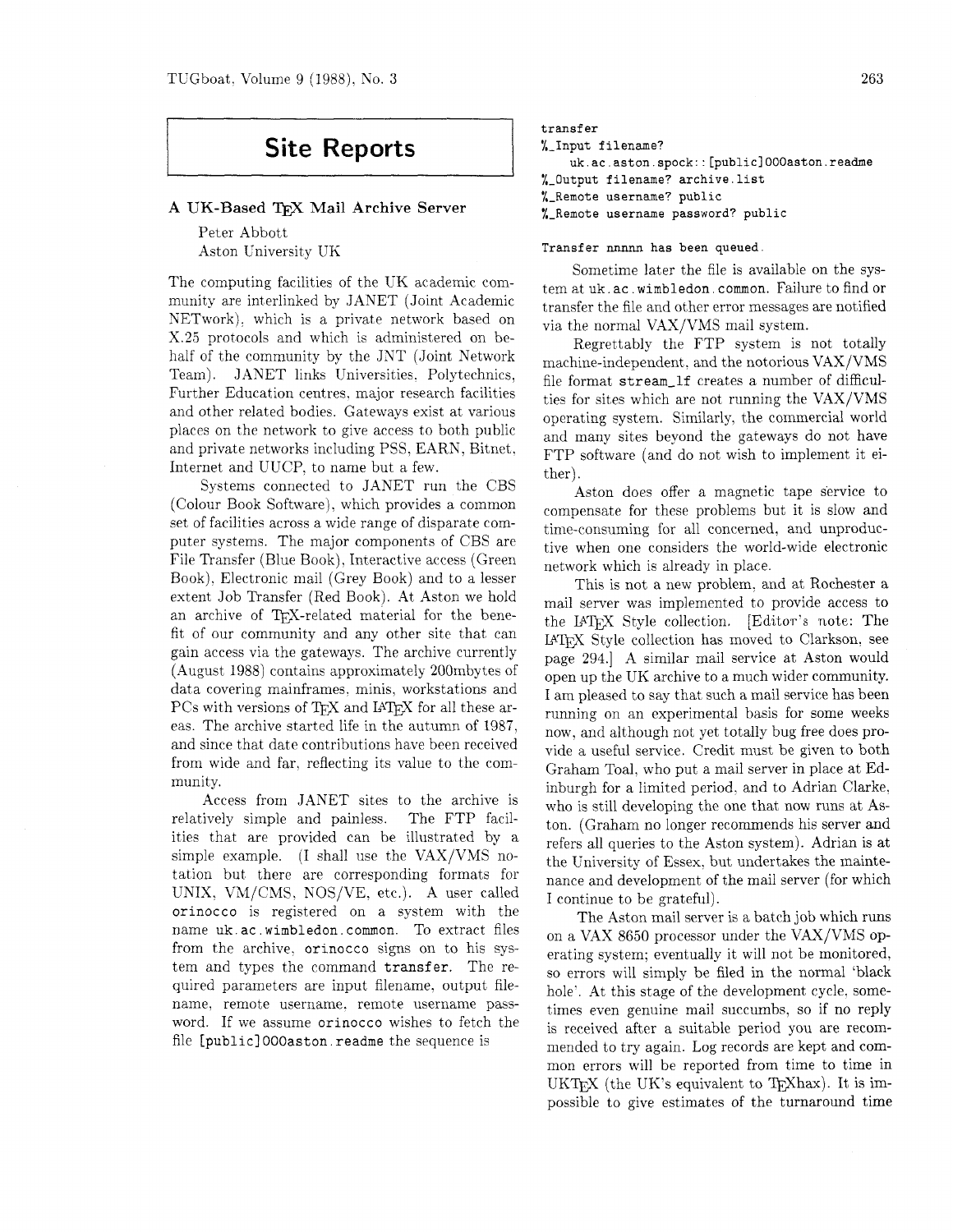# Site Reports

## A UK-Based TeX Mail Archive Server

Peter Abbott
Aston University UK

The computing facilities of the UK academic community are interlinked by JANET (Joint Academic NETwork), which is a private network based on X.25 protocols and which is administered on behalf of the community by the JNT (Joint Network Team). JANET links Universities, Polytechnics, Further Education centres, major research facilities and other related bodies. Gateways exist at various places on the network to give access to both public and private networks including PSS, EARN, Bitnet, Internet and UUCP, to name but a few.

Systems connected to JANET run the CBS (Colour Book Software), which provides a common set of facilities across a wide range of disparate computer systems. The major components of CBS are File Transfer (Blue Book), Interactive access (Green Book), Electronic mail (Grey Book) and to a lesser extent Job Transfer (Red Book). At Aston we hold an archive of TeX-related material for the benefit of our community and any other site that can gain access via the gateways. The archive currently (August 1988) contains approximately 200mbytes of data covering mainframes, minis, workstations and PCs with versions of TeX and LaTeX for all these areas. The archive started life in the autumn of 1987, and since that date contributions have been received from wide and far, reflecting its value to the community.

Access from JANET sites to the archive is relatively simple and painless. The FTP facilities that are provided can be illustrated by a simple example. (I shall use the VAX/VMS notation but there are corresponding formats for UNIX, VM/CMS, NOS/VE, etc.). A user called `orinocco` is registered on a system with the name `uk.ac.wimbledon.common`. To extract files from the archive, `orinocco` signs on to his system and types the command **`transfer`**. The required parameters are input filename, output filename, remote username, remote username password. If we assume `orinocco` wishes to fetch the file `[public]000aston.readme` the sequence is

```
transfer
%_Input filename?
   uk.ac.aston.spock::[public]000aston.readme
%_Output filename? archive.list
%_Remote username? public
%_Remote username password? public

Transfer nnnnn has been queued.
```

Sometime later the file is available on the system at `uk.ac.wimbledon.common`. Failure to find or transfer the file and other error messages are notified via the normal VAX/VMS mail system.

Regrettably the FTP system is not totally machine-independent, and the notorious VAX/VMS file format `stream_lf` creates a number of difficulties for sites which are not running the VAX/VMS operating system. Similarly, the commercial world and many sites beyond the gateways do not have FTP software (and do not wish to implement it either).

Aston does offer a magnetic tape service to compensate for these problems but it is slow and time-consuming for all concerned, and unproductive when one considers the world-wide electronic network which is already in place.

This is not a new problem, and at Rochester a mail server was implemented to provide access to the LaTeX Style collection. [Editor's note: The LaTeX Style collection has moved to Clarkson, see page 294.] A similar mail service at Aston would open up the UK archive to a much wider community. I am pleased to say that such a mail service has been running on an experimental basis for some weeks now, and although not yet totally bug free does provide a useful service. Credit must be given to both Graham Toal, who put a mail server in place at Edinburgh for a limited period, and to Adrian Clarke, who is still developing the one that now runs at Aston. (Graham no longer recommends his server and refers all queries to the Aston system). Adrian is at the University of Essex, but undertakes the maintenance and development of the mail server (for which I continue to be grateful).

The Aston mail server is a batch job which runs on a VAX 8650 processor under the VAX/VMS operating system; eventually it will not be monitored, so errors will simply be filed in the normal 'black hole'. At this stage of the development cycle, sometimes even genuine mail succumbs, so if no reply is received after a suitable period you are recommended to try again. Log records are kept and common errors will be reported from time to time in UKTeX (the UK's equivalent to TeXhax). It is impossible to give estimates of the turnaround time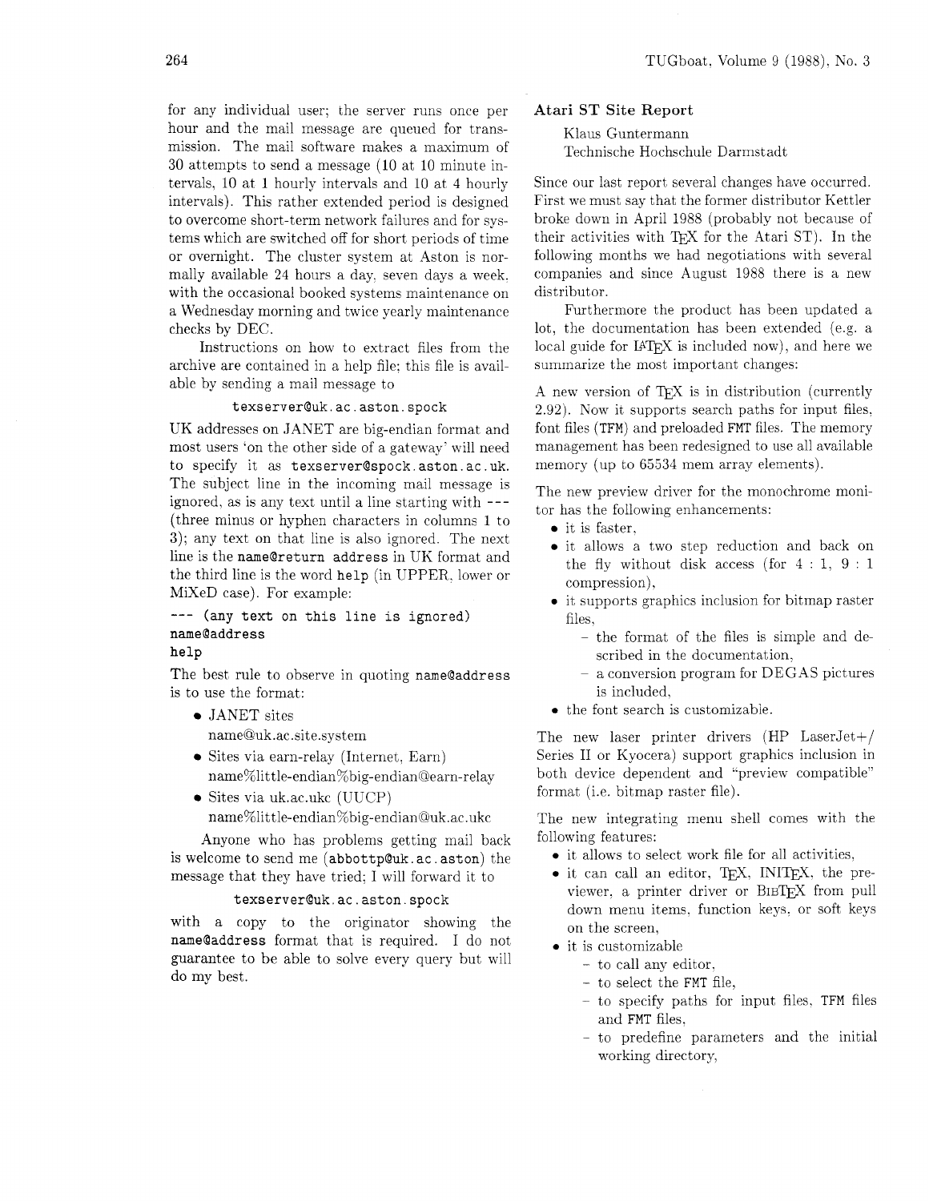for any individual user; the server runs once per hour and the mail message are queued for transmission. The mail software makes a maximum of 30 attempts to send a message (10 at 10 minute intervals, 10 at 1 hourly intervals and 10 at 4 hourly intervals). This rather extended period is designed to overcome short-term network failures and for systems which are switched off for short periods of time or overnight. The cluster system at Aston is normally available 24 hours a day, seven days a week, with the occasional booked systems maintenance on a Wednesday morning and twice yearly maintenance checks by DEC.

Instructions on how to extract files from the archive are contained in a help file; this file is available by sending a mail message to

`texserver@uk.ac.aston.spock`

UK addresses on JANET are big-endian format and most users 'on the other side of a gateway' will need to specify it as `texserver@spock.aston.ac.uk`. The subject line in the incoming mail message is ignored, as is any text until a line starting with `---` (three minus or hyphen characters in columns 1 to 3); any text on that line is also ignored. The next line is the `name@return address` in UK format and the third line is the word `help` (in UPPER, lower or MiXeD case). For example:

```
--- (any text on this line is ignored)
name@address
help
```

The best rule to observe in quoting `name@address` is to use the format:

- JANET sites
  name@uk.ac.site.system
- Sites via earn-relay (Internet, Earn)
  name%little-endian%big-endian@earn-relay
- Sites via uk.ac.ukc (UUCP)
  name%little-endian%big-endian@uk.ac.ukc

Anyone who has problems getting mail back is welcome to send me (`abbottp@uk.ac.aston`) the message that they have tried; I will forward it to

`texserver@uk.ac.aston.spock`

with a copy to the originator showing the `name@address` format that is required. I do not guarantee to be able to solve every query but will do my best.

### Atari ST Site Report

Klaus Guntermann
Technische Hochschule Darmstadt

Since our last report several changes have occurred. First we must say that the former distributor Kettler broke down in April 1988 (probably not because of their activities with TEX for the Atari ST). In the following months we had negotiations with several companies and since August 1988 there is a new distributor.

Furthermore the product has been updated a lot, the documentation has been extended (e.g. a local guide for LATEX is included now), and here we summarize the most important changes:

A new version of TEX is in distribution (currently 2.92). Now it supports search paths for input files, font files (TFM) and preloaded FMT files. The memory management has been redesigned to use all available memory (up to 65534 mem array elements).

The new preview driver for the monochrome monitor has the following enhancements:

- it is faster,
- it allows a two step reduction and back on the fly without disk access (for 4 : 1, 9 : 1 compression),
- it supports graphics inclusion for bitmap raster files,
  - the format of the files is simple and described in the documentation,
  - a conversion program for DEGAS pictures is included,
- the font search is customizable.

The new laser printer drivers (HP LaserJet+/Series II or Kyocera) support graphics inclusion in both device dependent and "preview compatible" format (i.e. bitmap raster file).

The new integrating menu shell comes with the following features:

- it allows to select work file for all activities,
- it can call an editor, TEX, INITEX, the previewer, a printer driver or BIBTEX from pull down menu items, function keys, or soft keys on the screen,
- it is customizable
  - to call any editor,
  - to select the FMT file,
  - to specify paths for input files, TFM files and FMT files,
  - to predefine parameters and the initial working directory,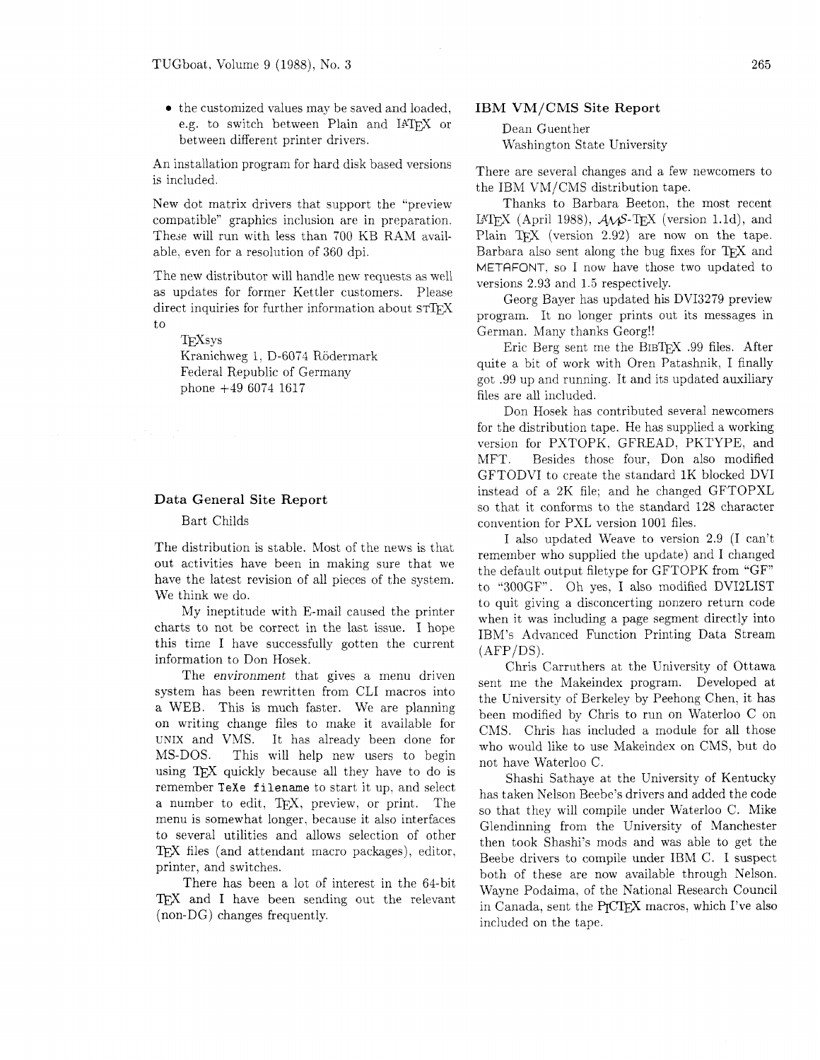- the customized values may be saved and loaded, e.g. to switch between Plain and LaTeX or between different printer drivers.

An installation program for hard disk based versions is included.

New dot matrix drivers that support the "preview compatible" graphics inclusion are in preparation. These will run with less than 700 KB RAM available, even for a resolution of 360 dpi.

The new distributor will handle new requests as well as updates for former Kettler customers. Please direct inquiries for further information about STTeX to

> TeXsys
> Kranichweg 1, D-6074 Rödermark
> Federal Republic of Germany
> phone +49 6074 1617

### Data General Site Report

Bart Childs

The distribution is stable. Most of the news is that out activities have been in making sure that we have the latest revision of all pieces of the system. We think we do.

My ineptitude with E-mail caused the printer charts to not be correct in the last issue. I hope this time I have successfully gotten the current information to Don Hosek.

The *environment* that gives a menu driven system has been rewritten from CLI macros into a WEB. This is much faster. We are planning on writing change files to make it available for UNIX and VMS. It has already been done for MS-DOS. This will help new users to begin using TeX quickly because all they have to do is remember `TeXe filename` to start it up, and select a number to edit, TeX, preview, or print. The menu is somewhat longer, because it also interfaces to several utilities and allows selection of other TeX files (and attendant macro packages), editor, printer, and switches.

There has been a lot of interest in the 64-bit TeX and I have been sending out the relevant (non-DG) changes frequently.

### IBM VM/CMS Site Report

Dean Guenther
Washington State University

There are several changes and a few newcomers to the IBM VM/CMS distribution tape.

Thanks to Barbara Beeton, the most recent LaTeX (April 1988), AMS-TeX (version 1.1d), and Plain TeX (version 2.92) are now on the tape. Barbara also sent along the bug fixes for TeX and METAFONT, so I now have those two updated to versions 2.93 and 1.5 respectively.

Georg Bayer has updated his DVI3279 preview program. It no longer prints out its messages in German. Many thanks Georg!!

Eric Berg sent me the BibTeX .99 files. After quite a bit of work with Oren Patashnik, I finally got .99 up and running. It and its updated auxiliary files are all included.

Don Hosek has contributed several newcomers for the distribution tape. He has supplied a working version for PXTOPK, GFREAD, PKTYPE, and MFT. Besides those four, Don also modified GFTODVI to create the standard 1K blocked DVI instead of a 2K file; and he changed GFTOPXL so that it conforms to the standard 128 character convention for PXL version 1001 files.

I also updated Weave to version 2.9 (I can't remember who supplied the update) and I changed the default output filetype for GFTOPK from "GF" to "300GF". Oh yes, I also modified DVI2LIST to quit giving a disconcerting nonzero return code when it was including a page segment directly into IBM's Advanced Function Printing Data Stream (AFP/DS).

Chris Carruthers at the University of Ottawa sent me the Makeindex program. Developed at the University of Berkeley by Peehong Chen, it has been modified by Chris to run on Waterloo C on CMS. Chris has included a module for all those who would like to use Makeindex on CMS, but do not have Waterloo C.

Shashi Sathaye at the University of Kentucky has taken Nelson Beebe's drivers and added the code so that they will compile under Waterloo C. Mike Glendinning from the University of Manchester then took Shashi's mods and was able to get the Beebe drivers to compile under IBM C. I suspect both of these are now available through Nelson. Wayne Podaima, of the National Research Council in Canada, sent the PiCTeX macros, which I've also included on the tape.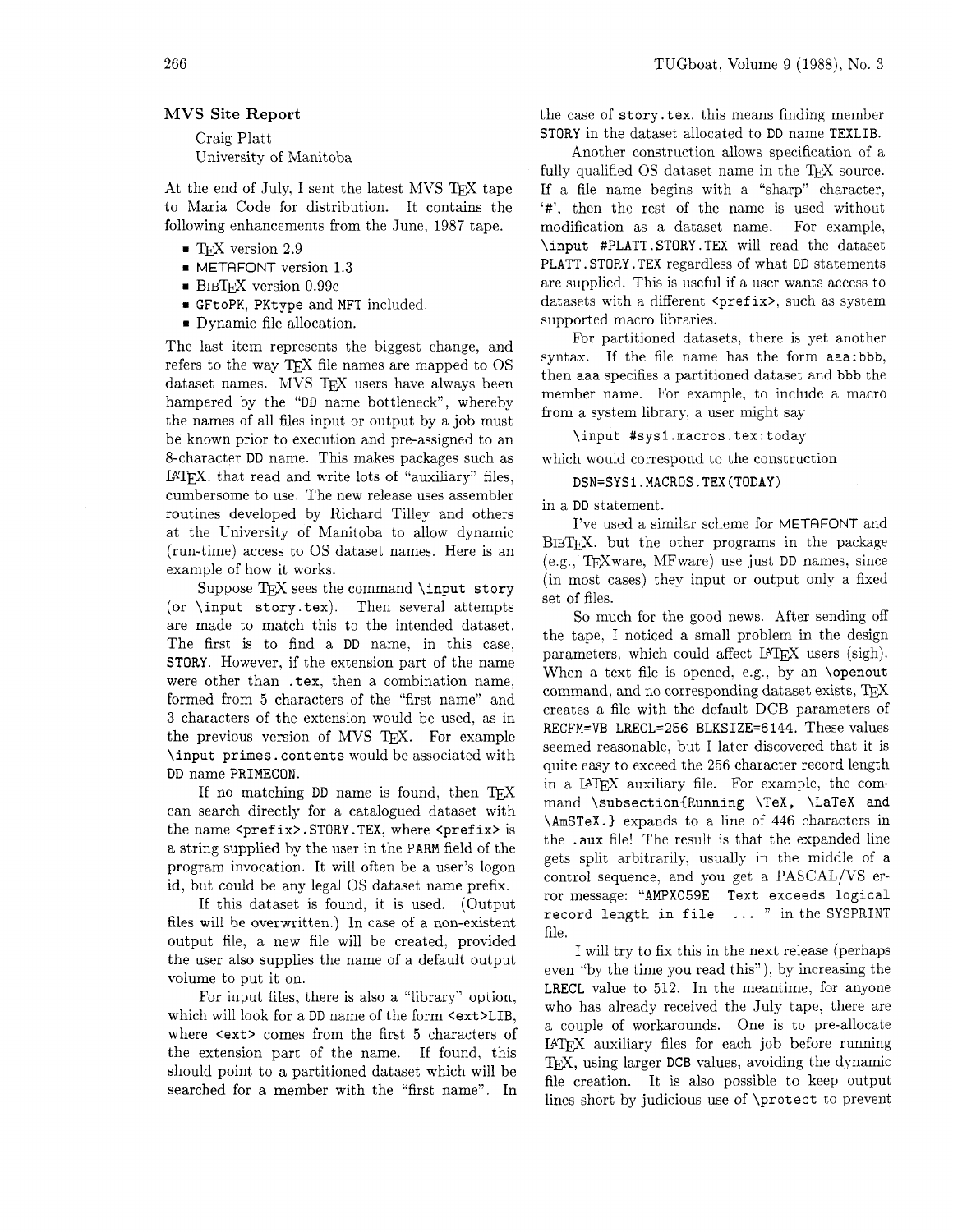## MVS Site Report

Craig Platt
University of Manitoba

At the end of July, I sent the latest MVS TeX tape to Maria Code for distribution. It contains the following enhancements from the June, 1987 tape.

- TeX version 2.9
- METAFONT version 1.3
- BibTeX version 0.99c
- GFtoPK, PKtype and MFT included.
- Dynamic file allocation.

The last item represents the biggest change, and refers to the way TeX file names are mapped to OS dataset names. MVS TeX users have always been hampered by the "DD name bottleneck", whereby the names of all files input or output by a job must be known prior to execution and pre-assigned to an 8-character DD name. This makes packages such as LaTeX, that read and write lots of "auxiliary" files, cumbersome to use. The new release uses assembler routines developed by Richard Tilley and others at the University of Manitoba to allow dynamic (run-time) access to OS dataset names. Here is an example of how it works.

Suppose TeX sees the command `\input story` (or `\input story.tex`). Then several attempts are made to match this to the intended dataset. The first is to find a DD name, in this case, STORY. However, if the extension part of the name were other than `.tex`, then a combination name, formed from 5 characters of the "first name" and 3 characters of the extension would be used, as in the previous version of MVS TeX. For example `\input primes.contents` would be associated with DD name PRIMECON.

If no matching DD name is found, then TeX can search directly for a catalogued dataset with the name `<prefix>.STORY.TEX`, where `<prefix>` is a string supplied by the user in the PARM field of the program invocation. It will often be a user's logon id, but could be any legal OS dataset name prefix.

If this dataset is found, it is used. (Output files will be overwritten.) In case of a non-existent output file, a new file will be created, provided the user also supplies the name of a default output volume to put it on.

For input files, there is also a "library" option, which will look for a DD name of the form `<ext>LIB`, where `<ext>` comes from the first 5 characters of the extension part of the name. If found, this should point to a partitioned dataset which will be searched for a member with the "first name". In the case of `story.tex`, this means finding member STORY in the dataset allocated to DD name TEXLIB.

Another construction allows specification of a fully qualified OS dataset name in the TeX source. If a file name begins with a "sharp" character, '#', then the rest of the name is used without modification as a dataset name. For example, `\input #PLATT.STORY.TEX` will read the dataset PLATT.STORY.TEX regardless of what DD statements are supplied. This is useful if a user wants access to datasets with a different `<prefix>`, such as system supported macro libraries.

For partitioned datasets, there is yet another syntax. If the file name has the form `aaa:bbb`, then `aaa` specifies a partitioned dataset and `bbb` the member name. For example, to include a macro from a system library, a user might say

```
\input #sys1.macros.tex:today
```

which would correspond to the construction

```
DSN=SYS1.MACROS.TEX(TODAY)
```

in a DD statement.

I've used a similar scheme for METAFONT and BibTeX, but the other programs in the package (e.g., TeXware, MFware) use just DD names, since (in most cases) they input or output only a fixed set of files.

So much for the good news. After sending off the tape, I noticed a small problem in the design parameters, which could affect LaTeX users (sigh). When a text file is opened, e.g., by an `\openout` command, and no corresponding dataset exists, TeX creates a file with the default DCB parameters of RECFM=VB LRECL=256 BLKSIZE=6144. These values seemed reasonable, but I later discovered that it is quite easy to exceed the 256 character record length in a LaTeX auxiliary file. For example, the command `\subsection{Running \TeX, \LaTeX and \AmSTeX.}` expands to a line of 446 characters in the `.aux` file! The result is that the expanded line gets split arbitrarily, usually in the middle of a control sequence, and you get a PASCAL/VS error message: "`AMPX059E Text exceeds logical record length in file ...`" in the SYSPRINT file.

I will try to fix this in the next release (perhaps even "by the time you read this"), by increasing the LRECL value to 512. In the meantime, for anyone who has already received the July tape, there are a couple of workarounds. One is to pre-allocate LaTeX auxiliary files for each job before running TeX, using larger DCB values, avoiding the dynamic file creation. It is also possible to keep output lines short by judicious use of `\protect` to prevent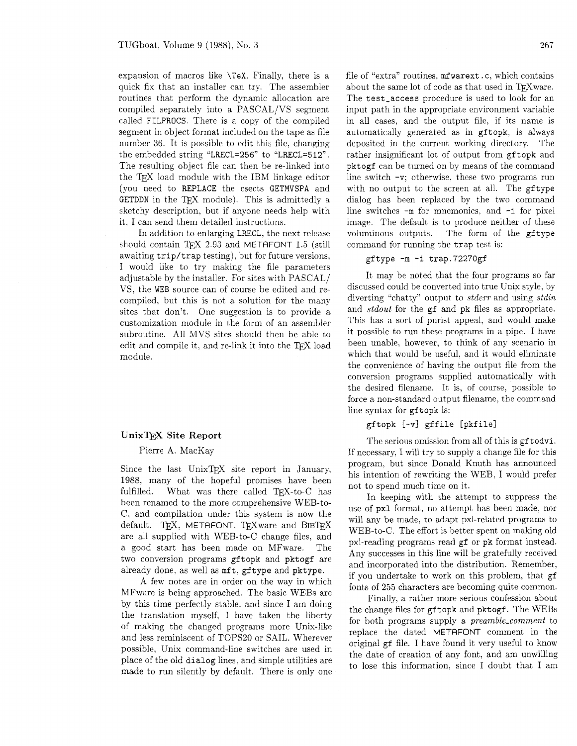expansion of macros like `\TeX`. Finally, there is a quick fix that an installer can try. The assembler routines that perform the dynamic allocation are compiled separately into a PASCAL/VS segment called `FILPROCS`. There is a copy of the compiled segment in object format included on the tape as file number 36. It is possible to edit this file, changing the embedded string "`LRECL=256`" to "`LRECL=512`". The resulting object file can then be re-linked into the TeX load module with the IBM linkage editor (you need to `REPLACE` the csects `GETMVSPA` and `GETDDN` in the TeX module). This is admittedly a sketchy description, but if anyone needs help with it, I can send them detailed instructions.

In addition to enlarging `LRECL`, the next release should contain TeX 2.93 and METAFONT 1.5 (still awaiting `trip`/`trap` testing), but for future versions, I would like to try making the file parameters adjustable by the installer. For sites with PASCAL/VS, the `WEB` source can of course be edited and re-compiled, but this is not a solution for the many sites that don't. One suggestion is to provide a customization module in the form of an assembler subroutine. All MVS sites should then be able to edit and compile it, and re-link it into the TeX load module.

## UnixTeX Site Report

Pierre A. MacKay

Since the last UnixTeX site report in January, 1988, many of the hopeful promises have been fulfilled. What was there called TeX-to-C has been renamed to the more comprehensive WEB-to-C, and compilation under this system is now the default. TeX, METAFONT, TeXware and BibTeX are all supplied with WEB-to-C change files, and a good start has been made on MFware. The two conversion programs `gftopk` and `pktogf` are already done, as well as `mft`, `gftype` and `pktype`.

A few notes are in order on the way in which MFware is being approached. The basic WEBs are by this time perfectly stable, and since I am doing the translation myself, I have taken the liberty of making the changed programs more Unix-like and less reminiscent of TOPS20 or SAIL. Wherever possible, Unix command-line switches are used in place of the old `dialog` lines, and simple utilities are made to run silently by default. There is only one file of "extra" routines, `mfwarext.c`, which contains about the same lot of code as that used in TeXware. The `test_access` procedure is used to look for an input path in the appropriate environment variable in all cases, and the output file, if its name is automatically generated as in `gftopk`, is always deposited in the current working directory. The rather insignificant lot of output from `gftopk` and `pktogf` can be turned on by means of the command line switch `-v`; otherwise, these two programs run with no output to the screen at all. The `gftype` dialog has been replaced by the two command line switches `-m` for mnemonics, and `-i` for pixel image. The default is to produce neither of these voluminous outputs. The form of the `gftype` command for running the `trap` test is:

```
gftype -m -i trap.72270gf
```

It may be noted that the four programs so far discussed could be converted into true Unix style, by diverting "chatty" output to *stderr* and using *stdin* and *stdout* for the `gf` and `pk` files as appropriate. This has a sort of purist appeal, and would make it possible to run these programs in a pipe. I have been unable, however, to think of any scenario in which that would be useful, and it would eliminate the convenience of having the output file from the conversion programs supplied automatically with the desired filename. It is, of course, possible to force a non-standard output filename, the command line syntax for `gftopk` is:

```
gftopk [-v] gffile [pkfile]
```

The serious omission from all of this is `gftodvi`. If necessary, I will try to supply a change file for this program, but since Donald Knuth has announced his intention of rewriting the WEB, I would prefer not to spend much time on it.

In keeping with the attempt to suppress the use of `pxl` format, no attempt has been made, nor will any be made, to adapt pxl-related programs to WEB-to-C. The effort is better spent on making old pxl-reading programs read `gf` or `pk` format instead. Any successes in this line will be gratefully received and incorporated into the distribution. Remember, if you undertake to work on this problem, that `gf` fonts of 255 characters are becoming quite common.

Finally, a rather more serious confession about the change files for `gftopk` and `pktogf`. The WEBs for both programs supply a *preamble_comment* to replace the dated METAFONT comment in the original `gf` file. I have found it very useful to know the date of creation of any font, and am unwilling to lose this information, since I doubt that I am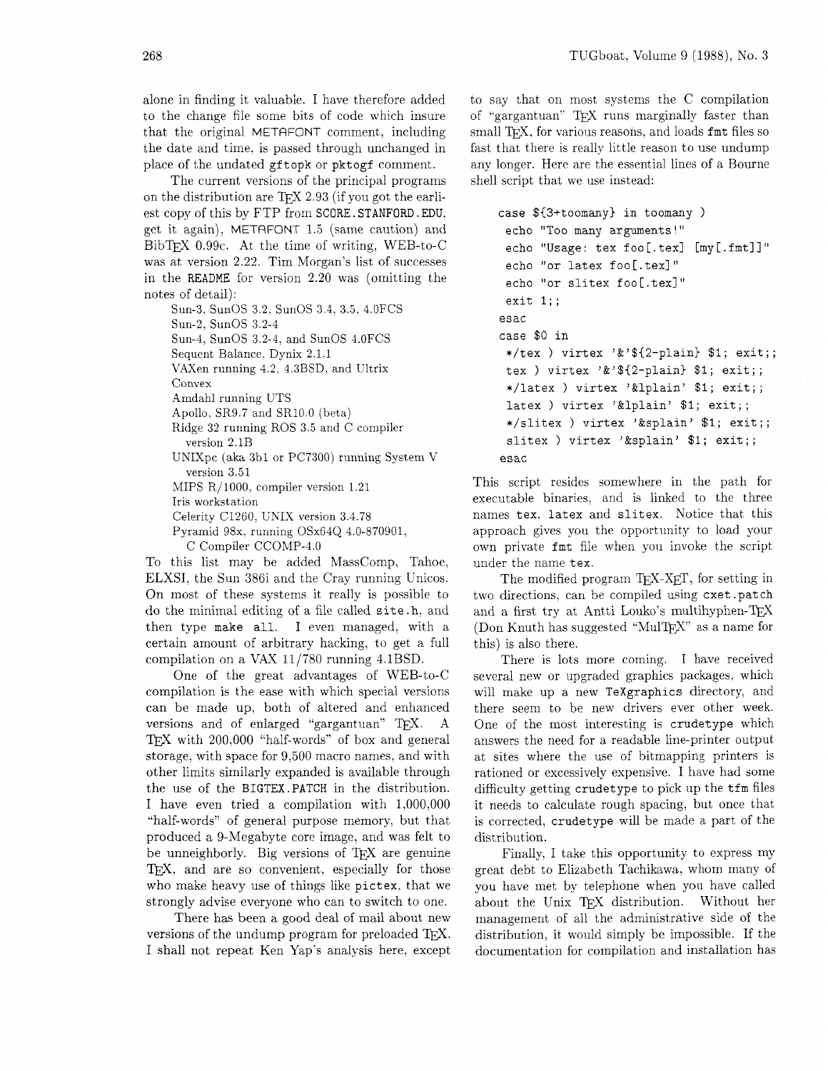alone in finding it valuable. I have therefore added to the change file some bits of code which insure that the original METAFONT comment, including the date and time, is passed through unchanged in place of the undated `gftopk` or `pktogf` comment.

The current versions of the principal programs on the distribution are TeX 2.93 (if you got the earliest copy of this by FTP from `SCORE.STANFORD.EDU`, get it again), METAFONT 1.5 (same caution) and BibTeX 0.99c. At the time of writing, WEB-to-C was at version 2.22. Tim Morgan's list of successes in the `README` for version 2.20 was (omitting the notes of detail):

- Sun-3, SunOS 3.2, SunOS 3.4, 3.5, 4.0FCS
- Sun-2, SunOS 3.2-4
- Sun-4, SunOS 3.2-4, and SunOS 4.0FCS
- Sequent Balance, Dynix 2.1.1
- VAXen running 4.2, 4.3BSD, and Ultrix
- Convex
- Amdahl running UTS
- Apollo, SR9.7 and SR10.0 (beta)
- Ridge 32 running ROS 3.5 and C compiler version 2.1B
- UNIXpc (aka 3b1 or PC7300) running System V version 3.51
- MIPS R/1000, compiler version 1.21
- Iris workstation
- Celerity C1260, UNIX version 3.4.78
- Pyramid 98x, running OSx64Q 4.0-870901, C Compiler CCOMP-4.0

To this list may be added MassComp, Tahoe, ELXSI, the Sun 386i and the Cray running Unicos. On most of these systems it really is possible to do the minimal editing of a file called `site.h`, and then type `make all`. I even managed, with a certain amount of arbitrary hacking, to get a full compilation on a VAX 11/780 running 4.1BSD.

One of the great advantages of WEB-to-C compilation is the ease with which special versions can be made up, both of altered and enhanced versions and of enlarged "gargantuan" TeX. A TeX with 200,000 "half-words" of box and general storage, with space for 9,500 macro names, and with other limits similarly expanded is available through the use of the `BIGTEX.PATCH` in the distribution. I have even tried a compilation with 1,000,000 "half-words" of general purpose memory, but that produced a 9-Megabyte core image, and was felt to be unneighborly. Big versions of TeX are genuine TeX, and are so convenient, especially for those who make heavy use of things like `pictex`, that we strongly advise everyone who can to switch to one.

There has been a good deal of mail about new versions of the undump program for preloaded TeX. I shall not repeat Ken Yap's analysis here, except to say that on most systems the C compilation of "gargantuan" TeX runs marginally faster than small TeX, for various reasons, and loads `fmt` files so fast that there is really little reason to use undump any longer. Here are the essential lines of a Bourne shell script that we use instead:

```
case ${3+toomany} in toomany )
 echo "Too many arguments!"
 echo "Usage: tex foo[.tex] [my[.fmt]]"
 echo "or latex foo[.tex]"
 echo "or slitex foo[.tex]"
 exit 1;;
esac
case $0 in
 */tex ) virtex '&'${2-plain} $1; exit;;
 tex ) virtex '&'${2-plain} $1; exit;;
 */latex ) virtex '&lplain' $1; exit;;
 latex ) virtex '&lplain' $1; exit;;
 */slitex ) virtex '&splain' $1; exit;;
 slitex ) virtex '&splain' $1; exit;;
esac
```

This script resides somewhere in the path for executable binaries, and is linked to the three names `tex`, `latex` and `slitex`. Notice that this approach gives you the opportunity to load your own private `fmt` file when you invoke the script under the name `tex`.

The modified program TeX-XeT, for setting in two directions, can be compiled using `cxet.patch` and a first try at Antti Louko's multihyphen-TeX (Don Knuth has suggested "MulTeX" as a name for this) is also there.

There is lots more coming. I have received several new or upgraded graphics packages, which will make up a new `TeXgraphics` directory, and there seem to be new drivers ever other week. One of the most interesting is `crudetype` which answers the need for a readable line-printer output at sites where the use of bitmapping printers is rationed or excessively expensive. I have had some difficulty getting `crudetype` to pick up the `tfm` files it needs to calculate rough spacing, but once that is corrected, `crudetype` will be made a part of the distribution.

Finally, I take this opportunity to express my great debt to Elizabeth Tachikawa, whom many of you have met by telephone when you have called about the Unix TeX distribution. Without her management of all the administrative side of the distribution, it would simply be impossible. If the documentation for compilation and installation has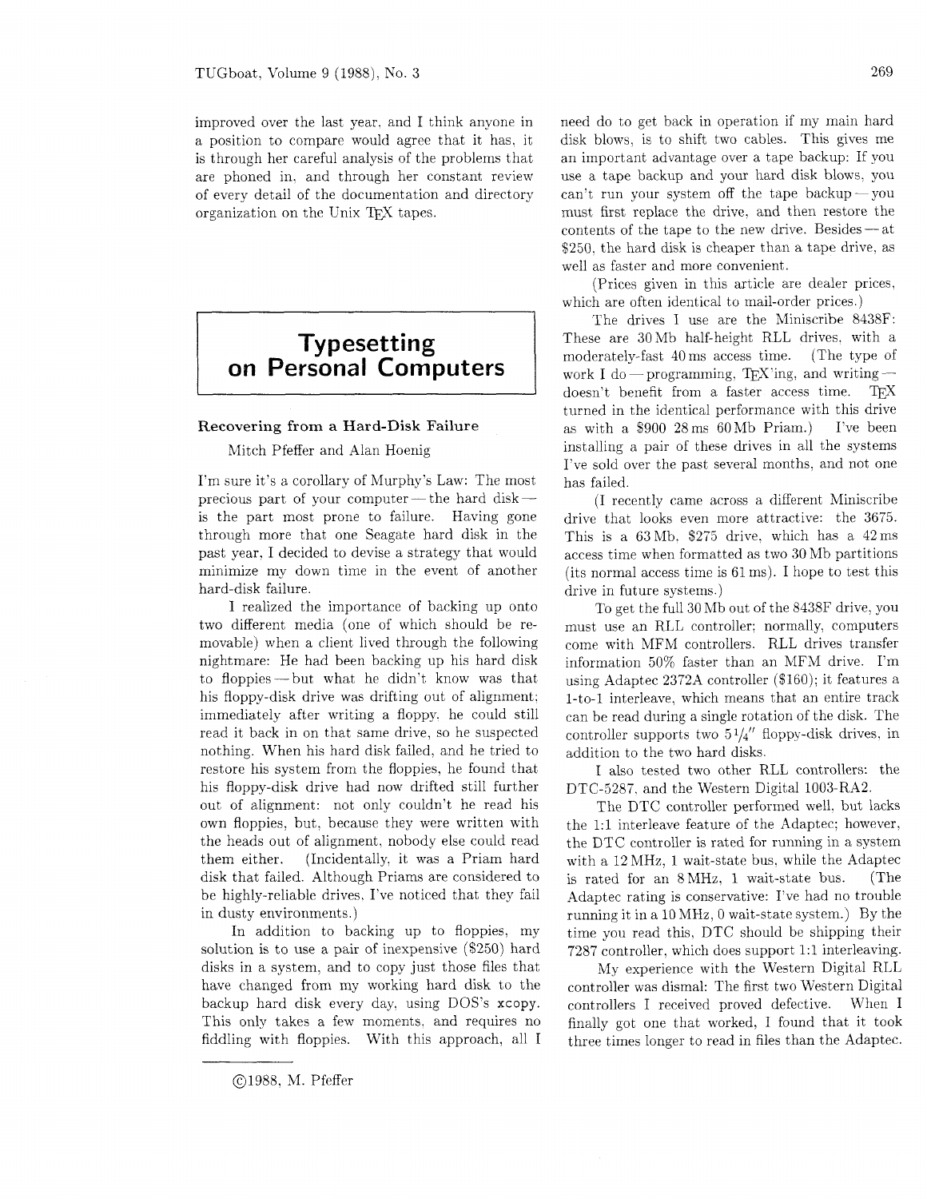improved over the last year, and I think anyone in a position to compare would agree that it has, it is through her careful analysis of the problems that are phoned in, and through her constant review of every detail of the documentation and directory organization on the Unix TEX tapes.

# Typesetting on Personal Computers

## Recovering from a Hard-Disk Failure

Mitch Pfeffer and Alan Hoenig

I'm sure it's a corollary of Murphy's Law: The most precious part of your computer — the hard disk — is the part most prone to failure. Having gone through more that one Seagate hard disk in the past year, I decided to devise a strategy that would minimize my down time in the event of another hard-disk failure.

I realized the importance of backing up onto two different media (one of which should be removable) when a client lived through the following nightmare: He had been backing up his hard disk to floppies — but what he didn't know was that his floppy-disk drive was drifting out of alignment; immediately after writing a floppy, he could still read it back in on that same drive, so he suspected nothing. When his hard disk failed, and he tried to restore his system from the floppies, he found that his floppy-disk drive had now drifted still further out of alignment: not only couldn't he read his own floppies, but, because they were written with the heads out of alignment, nobody else could read them either. (Incidentally, it was a Priam hard disk that failed. Although Priams are considered to be highly-reliable drives, I've noticed that they fail in dusty environments.)

In addition to backing up to floppies, my solution is to use a pair of inexpensive ($250) hard disks in a system, and to copy just those files that have changed from my working hard disk to the backup hard disk every day, using DOS's `xcopy`. This only takes a few moments, and requires no fiddling with floppies. With this approach, all I need do to get back in operation if my main hard disk blows, is to shift two cables. This gives me an important advantage over a tape backup: If you use a tape backup and your hard disk blows, you can't run your system off the tape backup — you must first replace the drive, and then restore the contents of the tape to the new drive. Besides — at $250, the hard disk is cheaper than a tape drive, as well as faster and more convenient.

(Prices given in this article are dealer prices, which are often identical to mail-order prices.)

The drives I use are the Miniscribe 8438F: These are 30 Mb half-height RLL drives, with a moderately-fast 40 ms access time. (The type of work I do — programming, TEX'ing, and writing — doesn't benefit from a faster access time. TEX turned in the identical performance with this drive as with a $900 28 ms 60 Mb Priam.) I've been installing a pair of these drives in all the systems I've sold over the past several months, and not one has failed.

(I recently came across a different Miniscribe drive that looks even more attractive: the 3675. This is a 63 Mb, $275 drive, which has a 42 ms access time when formatted as two 30 Mb partitions (its normal access time is 61 ms). I hope to test this drive in future systems.)

To get the full 30 Mb out of the 8438F drive, you must use an RLL controller; normally, computers come with MFM controllers. RLL drives transfer information 50% faster than an MFM drive. I'm using Adaptec 2372A controller ($160); it features a 1-to-1 interleave, which means that an entire track can be read during a single rotation of the disk. The controller supports two $5\frac{1}{4}''$ floppy-disk drives, in addition to the two hard disks.

I also tested two other RLL controllers: the DTC-5287, and the Western Digital 1003-RA2.

The DTC controller performed well, but lacks the 1:1 interleave feature of the Adaptec; however, the DTC controller is rated for running in a system with a 12 MHz, 1 wait-state bus, while the Adaptec is rated for an 8 MHz, 1 wait-state bus. (The Adaptec rating is conservative: I've had no trouble running it in a 10 MHz, 0 wait-state system.) By the time you read this, DTC should be shipping their 7287 controller, which does support 1:1 interleaving.

My experience with the Western Digital RLL controller was dismal: The first two Western Digital controllers I received proved defective. When I finally got one that worked, I found that it took three times longer to read in files than the Adaptec.

©1988, M. Pfeffer